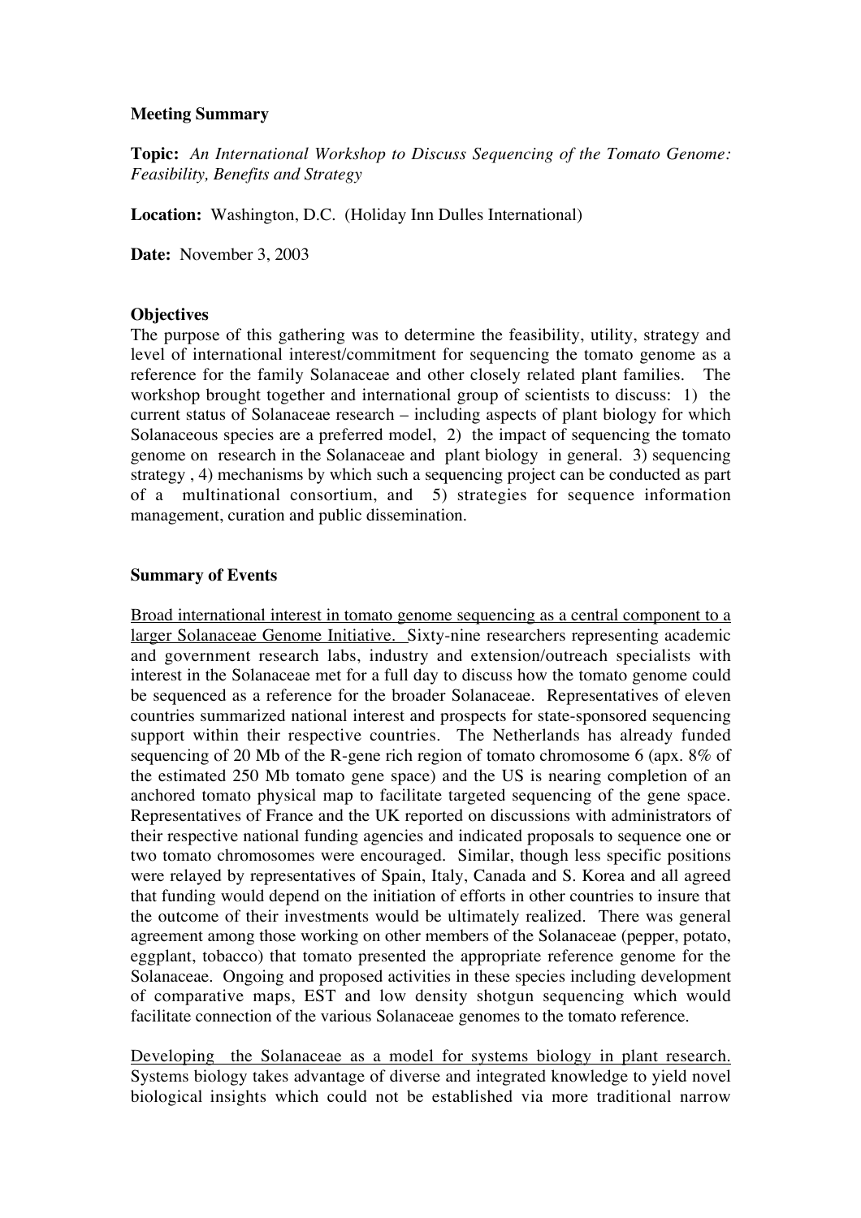**Meeting Summary**

**Topic:** *An International Workshop to Discuss Sequencing of the Tomato Genome: Feasibility, Benefits and Strategy*

**Location:** Washington, D.C. (Holiday Inn Dulles International)

**Date:** November 3, 2003

**Objectives**

The purpose of this gathering was to determine the feasibility, utility, strategy and level of international interest/commitment for sequencing the tomato genome as a reference for the family Solanaceae and other closely related plant families. The workshop brought together and international group of scientists to discuss: 1) the current status of Solanaceae research – including aspects of plant biology for which Solanaceous species are a preferred model, 2) the impact of sequencing the tomato genome on research in the Solanaceae and plant biology in general. 3) sequencing strategy , 4) mechanisms by which such a sequencing project can be conducted as part of a multinational consortium, and 5) strategies for sequence information management, curation and public dissemination.

**Summary of Events**

<u>Broad international interest in tomato genome sequencing as a central component to a larger Solanaceae Genome Initiative.</u> Sixty-nine researchers representing academic and government research labs, industry and extension/outreach specialists with interest in the Solanaceae met for a full day to discuss how the tomato genome could be sequenced as a reference for the broader Solanaceae. Representatives of eleven countries summarized national interest and prospects for state-sponsored sequencing support within their respective countries. The Netherlands has already funded sequencing of 20 Mb of the R-gene rich region of tomato chromosome 6 (apx. 8% of the estimated 250 Mb tomato gene space) and the US is nearing completion of an anchored tomato physical map to facilitate targeted sequencing of the gene space. Representatives of France and the UK reported on discussions with administrators of their respective national funding agencies and indicated proposals to sequence one or two tomato chromosomes were encouraged. Similar, though less specific positions were relayed by representatives of Spain, Italy, Canada and S. Korea and all agreed that funding would depend on the initiation of efforts in other countries to insure that the outcome of their investments would be ultimately realized. There was general agreement among those working on other members of the Solanaceae (pepper, potato, eggplant, tobacco) that tomato presented the appropriate reference genome for the Solanaceae. Ongoing and proposed activities in these species including development of comparative maps, EST and low density shotgun sequencing which would facilitate connection of the various Solanaceae genomes to the tomato reference.

<u>Developing the Solanaceae as a model for systems biology in plant research.</u> Systems biology takes advantage of diverse and integrated knowledge to yield novel biological insights which could not be established via more traditional narrow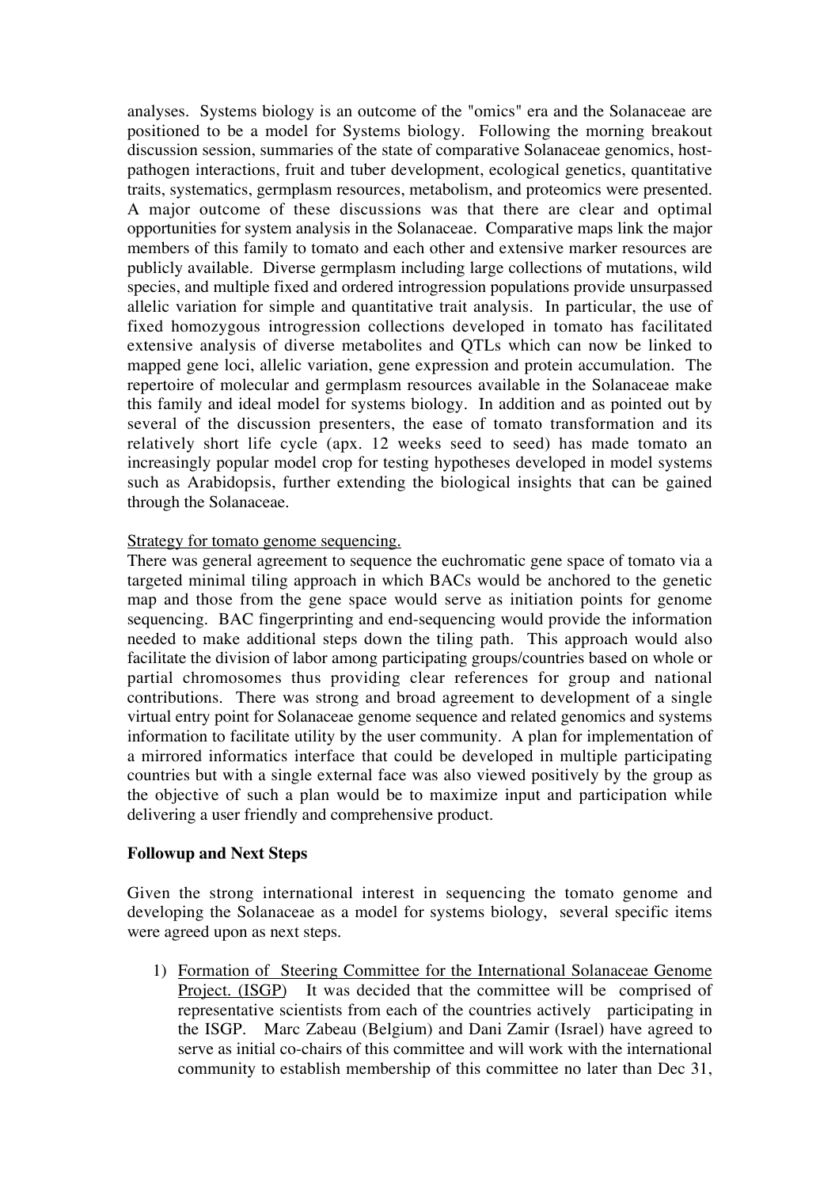analyses. Systems biology is an outcome of the "omics" era and the Solanaceae are positioned to be a model for Systems biology. Following the morning breakout discussion session, summaries of the state of comparative Solanaceae genomics, host-pathogen interactions, fruit and tuber development, ecological genetics, quantitative traits, systematics, germplasm resources, metabolism, and proteomics were presented. A major outcome of these discussions was that there are clear and optimal opportunities for system analysis in the Solanaceae. Comparative maps link the major members of this family to tomato and each other and extensive marker resources are publicly available. Diverse germplasm including large collections of mutations, wild species, and multiple fixed and ordered introgression populations provide unsurpassed allelic variation for simple and quantitative trait analysis. In particular, the use of fixed homozygous introgression collections developed in tomato has facilitated extensive analysis of diverse metabolites and QTLs which can now be linked to mapped gene loci, allelic variation, gene expression and protein accumulation. The repertoire of molecular and germplasm resources available in the Solanaceae make this family and ideal model for systems biology. In addition and as pointed out by several of the discussion presenters, the ease of tomato transformation and its relatively short life cycle (apx. 12 weeks seed to seed) has made tomato an increasingly popular model crop for testing hypotheses developed in model systems such as Arabidopsis, further extending the biological insights that can be gained through the Solanaceae.

<u>Strategy for tomato genome sequencing.</u>

There was general agreement to sequence the euchromatic gene space of tomato via a targeted minimal tiling approach in which BACs would be anchored to the genetic map and those from the gene space would serve as initiation points for genome sequencing. BAC fingerprinting and end-sequencing would provide the information needed to make additional steps down the tiling path. This approach would also facilitate the division of labor among participating groups/countries based on whole or partial chromosomes thus providing clear references for group and national contributions. There was strong and broad agreement to development of a single virtual entry point for Solanaceae genome sequence and related genomics and systems information to facilitate utility by the user community. A plan for implementation of a mirrored informatics interface that could be developed in multiple participating countries but with a single external face was also viewed positively by the group as the objective of such a plan would be to maximize input and participation while delivering a user friendly and comprehensive product.

**Followup and Next Steps**

Given the strong international interest in sequencing the tomato genome and developing the Solanaceae as a model for systems biology, several specific items were agreed upon as next steps.

1) <u>Formation of Steering Committee for the International Solanaceae Genome Project. (ISGP)</u> It was decided that the committee will be comprised of representative scientists from each of the countries actively participating in the ISGP. Marc Zabeau (Belgium) and Dani Zamir (Israel) have agreed to serve as initial co-chairs of this committee and will work with the international community to establish membership of this committee no later than Dec 31,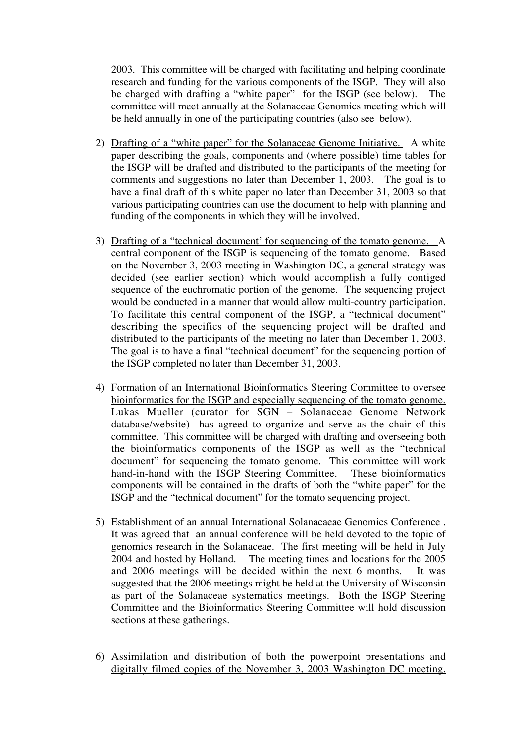2003. This committee will be charged with facilitating and helping coordinate research and funding for the various components of the ISGP. They will also be charged with drafting a "white paper" for the ISGP (see below). The committee will meet annually at the Solanaceae Genomics meeting which will be held annually in one of the participating countries (also see below).

2) Drafting of a "white paper" for the Solanaceae Genome Initiative. A white paper describing the goals, components and (where possible) time tables for the ISGP will be drafted and distributed to the participants of the meeting for comments and suggestions no later than December 1, 2003. The goal is to have a final draft of this white paper no later than December 31, 2003 so that various participating countries can use the document to help with planning and funding of the components in which they will be involved.

3) Drafting of a "technical document' for sequencing of the tomato genome. A central component of the ISGP is sequencing of the tomato genome. Based on the November 3, 2003 meeting in Washington DC, a general strategy was decided (see earlier section) which would accomplish a fully contiged sequence of the euchromatic portion of the genome. The sequencing project would be conducted in a manner that would allow multi-country participation. To facilitate this central component of the ISGP, a "technical document" describing the specifics of the sequencing project will be drafted and distributed to the participants of the meeting no later than December 1, 2003. The goal is to have a final "technical document" for the sequencing portion of the ISGP completed no later than December 31, 2003.

4) Formation of an International Bioinformatics Steering Committee to oversee bioinformatics for the ISGP and especially sequencing of the tomato genome. Lukas Mueller (curator for SGN – Solanaceae Genome Network database/website) has agreed to organize and serve as the chair of this committee. This committee will be charged with drafting and overseeing both the bioinformatics components of the ISGP as well as the "technical document" for sequencing the tomato genome. This committee will work hand-in-hand with the ISGP Steering Committee. These bioinformatics components will be contained in the drafts of both the "white paper" for the ISGP and the "technical document" for the tomato sequencing project.

5) Establishment of an annual International Solanacaeae Genomics Conference . It was agreed that an annual conference will be held devoted to the topic of genomics research in the Solanaceae. The first meeting will be held in July 2004 and hosted by Holland. The meeting times and locations for the 2005 and 2006 meetings will be decided within the next 6 months. It was suggested that the 2006 meetings might be held at the University of Wisconsin as part of the Solanaceae systematics meetings. Both the ISGP Steering Committee and the Bioinformatics Steering Committee will hold discussion sections at these gatherings.

6) Assimilation and distribution of both the powerpoint presentations and digitally filmed copies of the November 3, 2003 Washington DC meeting.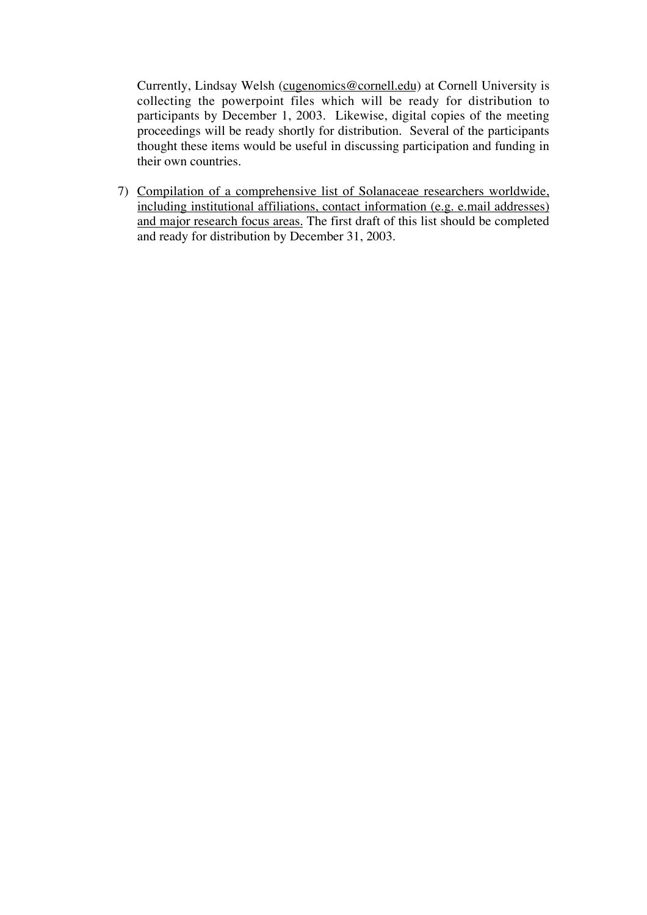Currently, Lindsay Welsh (cugenomics@cornell.edu) at Cornell University is collecting the powerpoint files which will be ready for distribution to participants by December 1, 2003. Likewise, digital copies of the meeting proceedings will be ready shortly for distribution. Several of the participants thought these items would be useful in discussing participation and funding in their own countries.

7) Compilation of a comprehensive list of Solanaceae researchers worldwide, including institutional affiliations, contact information (e.g. e.mail addresses) and major research focus areas. The first draft of this list should be completed and ready for distribution by December 31, 2003.